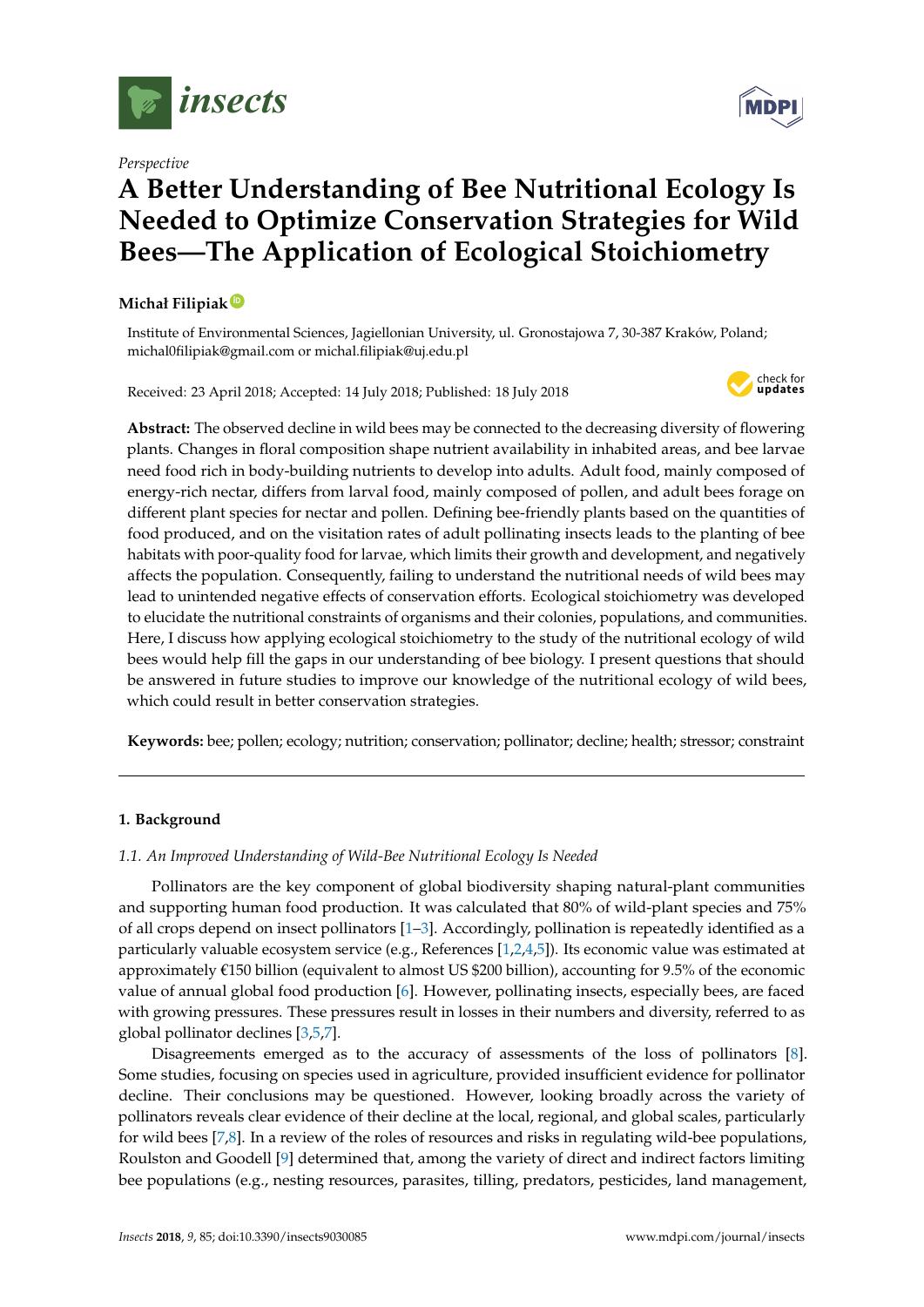*Perspective*

# A Better Understanding of Bee Nutritional Ecology Is Needed to Optimize Conservation Strategies for Wild Bees—The Application of Ecological Stoichiometry

**Michał Filipiak**

Institute of Environmental Sciences, Jagiellonian University, ul. Gronostajowa 7, 30-387 Kraków, Poland; michal0filipiak@gmail.com or michal.filipiak@uj.edu.pl

Received: 23 April 2018; Accepted: 14 July 2018; Published: 18 July 2018

**Abstract:** The observed decline in wild bees may be connected to the decreasing diversity of flowering plants. Changes in floral composition shape nutrient availability in inhabited areas, and bee larvae need food rich in body-building nutrients to develop into adults. Adult food, mainly composed of energy-rich nectar, differs from larval food, mainly composed of pollen, and adult bees forage on different plant species for nectar and pollen. Defining bee-friendly plants based on the quantities of food produced, and on the visitation rates of adult pollinating insects leads to the planting of bee habitats with poor-quality food for larvae, which limits their growth and development, and negatively affects the population. Consequently, failing to understand the nutritional needs of wild bees may lead to unintended negative effects of conservation efforts. Ecological stoichiometry was developed to elucidate the nutritional constraints of organisms and their colonies, populations, and communities. Here, I discuss how applying ecological stoichiometry to the study of the nutritional ecology of wild bees would help fill the gaps in our understanding of bee biology. I present questions that should be answered in future studies to improve our knowledge of the nutritional ecology of wild bees, which could result in better conservation strategies.

**Keywords:** bee; pollen; ecology; nutrition; conservation; pollinator; decline; health; stressor; constraint

## 1. Background

### 1.1. An Improved Understanding of Wild-Bee Nutritional Ecology Is Needed

Pollinators are the key component of global biodiversity shaping natural-plant communities and supporting human food production. It was calculated that 80% of wild-plant species and 75% of all crops depend on insect pollinators [1–3]. Accordingly, pollination is repeatedly identified as a particularly valuable ecosystem service (e.g., References [1,2,4,5]). Its economic value was estimated at approximately €150 billion (equivalent to almost US $200 billion), accounting for 9.5% of the economic value of annual global food production [6]. However, pollinating insects, especially bees, are faced with growing pressures. These pressures result in losses in their numbers and diversity, referred to as global pollinator declines [3,5,7].

Disagreements emerged as to the accuracy of assessments of the loss of pollinators [8]. Some studies, focusing on species used in agriculture, provided insufficient evidence for pollinator decline. Their conclusions may be questioned. However, looking broadly across the variety of pollinators reveals clear evidence of their decline at the local, regional, and global scales, particularly for wild bees [7,8]. In a review of the roles of resources and risks in regulating wild-bee populations, Roulston and Goodell [9] determined that, among the variety of direct and indirect factors limiting bee populations (e.g., nesting resources, parasites, tilling, predators, pesticides, land management,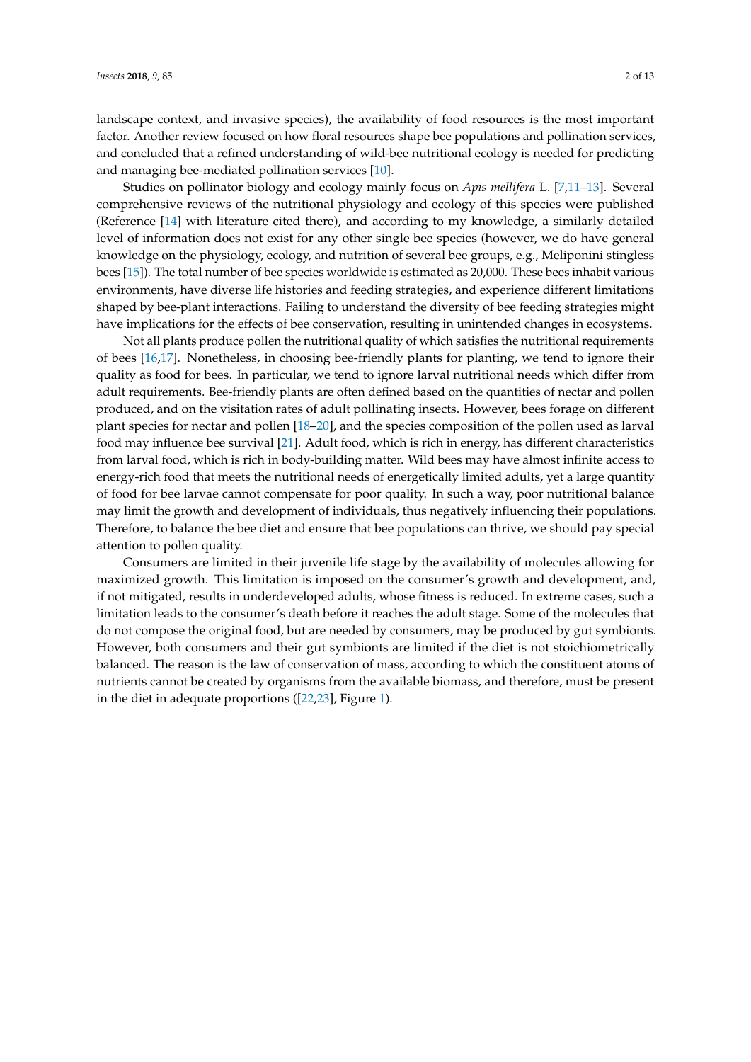landscape context, and invasive species), the availability of food resources is the most important factor. Another review focused on how floral resources shape bee populations and pollination services, and concluded that a refined understanding of wild-bee nutritional ecology is needed for predicting and managing bee-mediated pollination services [10].

Studies on pollinator biology and ecology mainly focus on *Apis mellifera* L. [7,11–13]. Several comprehensive reviews of the nutritional physiology and ecology of this species were published (Reference [14] with literature cited there), and according to my knowledge, a similarly detailed level of information does not exist for any other single bee species (however, we do have general knowledge on the physiology, ecology, and nutrition of several bee groups, e.g., Meliponini stingless bees [15]). The total number of bee species worldwide is estimated as 20,000. These bees inhabit various environments, have diverse life histories and feeding strategies, and experience different limitations shaped by bee-plant interactions. Failing to understand the diversity of bee feeding strategies might have implications for the effects of bee conservation, resulting in unintended changes in ecosystems.

Not all plants produce pollen the nutritional quality of which satisfies the nutritional requirements of bees [16,17]. Nonetheless, in choosing bee-friendly plants for planting, we tend to ignore their quality as food for bees. In particular, we tend to ignore larval nutritional needs which differ from adult requirements. Bee-friendly plants are often defined based on the quantities of nectar and pollen produced, and on the visitation rates of adult pollinating insects. However, bees forage on different plant species for nectar and pollen [18–20], and the species composition of the pollen used as larval food may influence bee survival [21]. Adult food, which is rich in energy, has different characteristics from larval food, which is rich in body-building matter. Wild bees may have almost infinite access to energy-rich food that meets the nutritional needs of energetically limited adults, yet a large quantity of food for bee larvae cannot compensate for poor quality. In such a way, poor nutritional balance may limit the growth and development of individuals, thus negatively influencing their populations. Therefore, to balance the bee diet and ensure that bee populations can thrive, we should pay special attention to pollen quality.

Consumers are limited in their juvenile life stage by the availability of molecules allowing for maximized growth. This limitation is imposed on the consumer's growth and development, and, if not mitigated, results in underdeveloped adults, whose fitness is reduced. In extreme cases, such a limitation leads to the consumer's death before it reaches the adult stage. Some of the molecules that do not compose the original food, but are needed by consumers, may be produced by gut symbionts. However, both consumers and their gut symbionts are limited if the diet is not stoichiometrically balanced. The reason is the law of conservation of mass, according to which the constituent atoms of nutrients cannot be created by organisms from the available biomass, and therefore, must be present in the diet in adequate proportions ([22,23], Figure 1).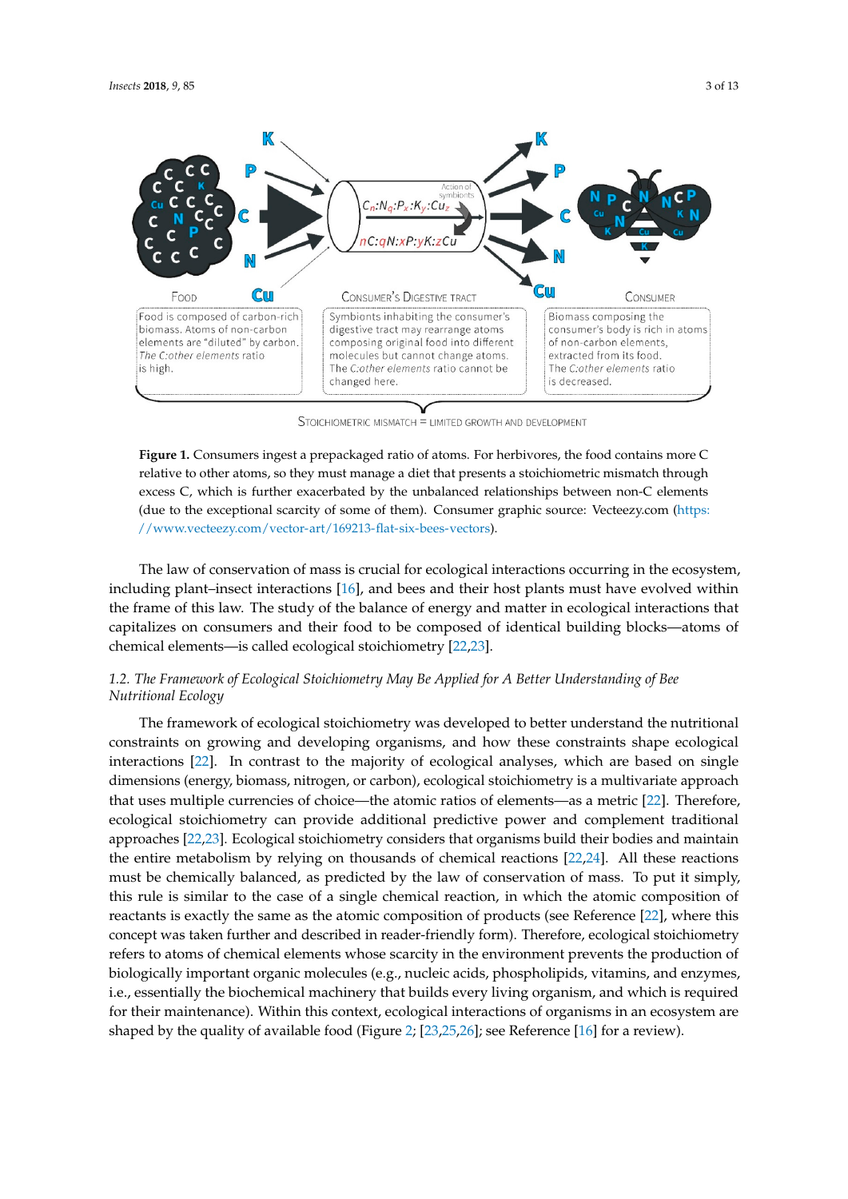Figure 1. Consumers ingest a prepackaged ratio of atoms. For herbivores, the food contains more C relative to other atoms, so they must manage a diet that presents a stoichiometric mismatch through excess C, which is further exacerbated by the unbalanced relationships between non-C elements (due to the exceptional scarcity of some of them). Consumer graphic source: Vecteezy.com (https://www.vecteezy.com/vector-art/169213-flat-six-bees-vectors).

The law of conservation of mass is crucial for ecological interactions occurring in the ecosystem, including plant–insect interactions [16], and bees and their host plants must have evolved within the frame of this law. The study of the balance of energy and matter in ecological interactions that capitalizes on consumers and their food to be composed of identical building blocks—atoms of chemical elements—is called ecological stoichiometry [22,23].

### 1.2. The Framework of Ecological Stoichiometry May Be Applied for A Better Understanding of Bee Nutritional Ecology

The framework of ecological stoichiometry was developed to better understand the nutritional constraints on growing and developing organisms, and how these constraints shape ecological interactions [22]. In contrast to the majority of ecological analyses, which are based on single dimensions (energy, biomass, nitrogen, or carbon), ecological stoichiometry is a multivariate approach that uses multiple currencies of choice—the atomic ratios of elements—as a metric [22]. Therefore, ecological stoichiometry can provide additional predictive power and complement traditional approaches [22,23]. Ecological stoichiometry considers that organisms build their bodies and maintain the entire metabolism by relying on thousands of chemical reactions [22,24]. All these reactions must be chemically balanced, as predicted by the law of conservation of mass. To put it simply, this rule is similar to the case of a single chemical reaction, in which the atomic composition of reactants is exactly the same as the atomic composition of products (see Reference [22], where this concept was taken further and described in reader-friendly form). Therefore, ecological stoichiometry refers to atoms of chemical elements whose scarcity in the environment prevents the production of biologically important organic molecules (e.g., nucleic acids, phospholipids, vitamins, and enzymes, i.e., essentially the biochemical machinery that builds every living organism, and which is required for their maintenance). Within this context, ecological interactions of organisms in an ecosystem are shaped by the quality of available food (Figure 2; [23,25,26]; see Reference [16] for a review).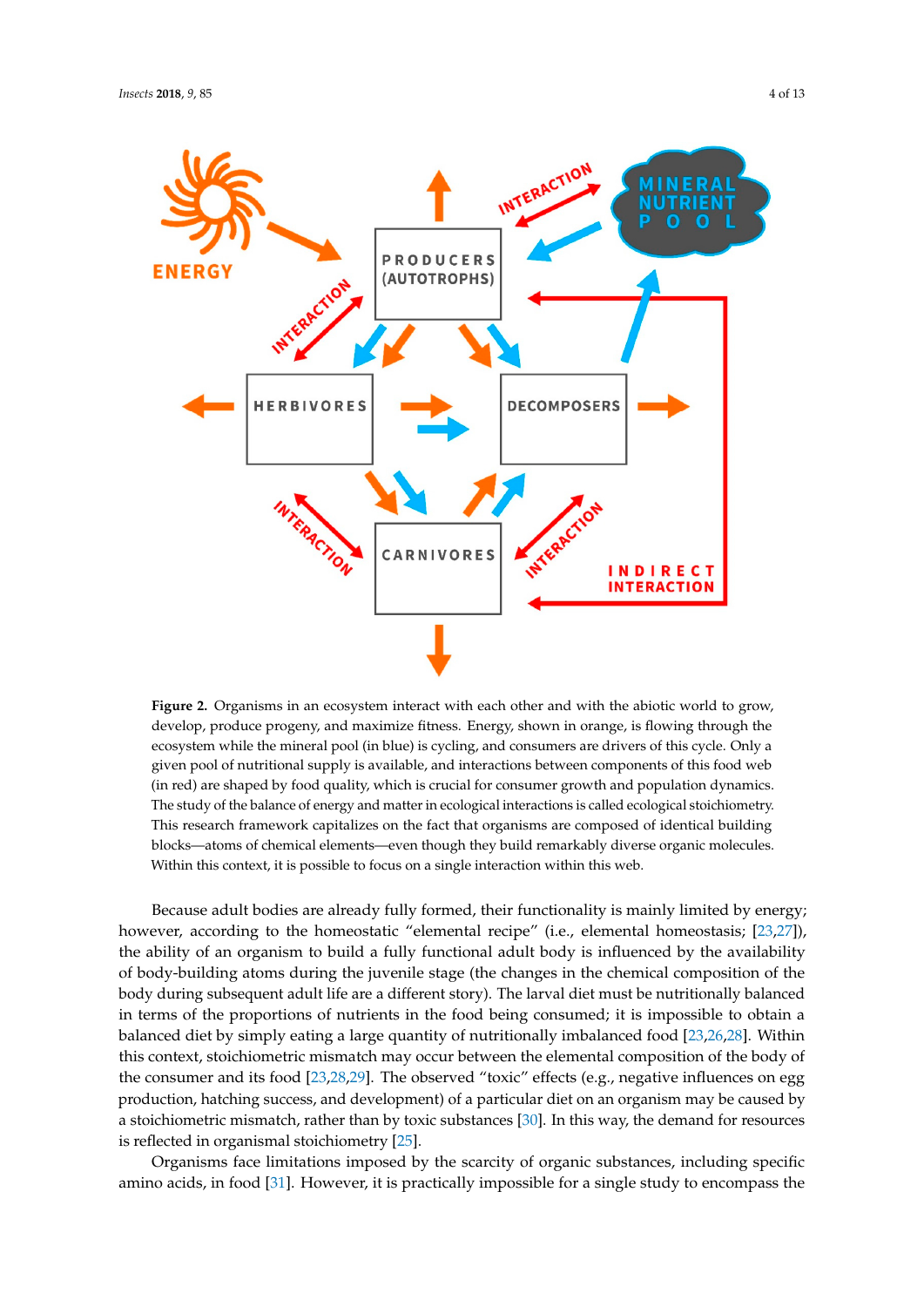**Figure 2.** Organisms in an ecosystem interact with each other and with the abiotic world to grow, develop, produce progeny, and maximize fitness. Energy, shown in orange, is flowing through the ecosystem while the mineral pool (in blue) is cycling, and consumers are drivers of this cycle. Only a given pool of nutritional supply is available, and interactions between components of this food web (in red) are shaped by food quality, which is crucial for consumer growth and population dynamics. The study of the balance of energy and matter in ecological interactions is called ecological stoichiometry. This research framework capitalizes on the fact that organisms are composed of identical building blocks—atoms of chemical elements—even though they build remarkably diverse organic molecules. Within this context, it is possible to focus on a single interaction within this web.

Because adult bodies are already fully formed, their functionality is mainly limited by energy; however, according to the homeostatic "elemental recipe" (i.e., elemental homeostasis; [23,27]), the ability of an organism to build a fully functional adult body is influenced by the availability of body-building atoms during the juvenile stage (the changes in the chemical composition of the body during subsequent adult life are a different story). The larval diet must be nutritionally balanced in terms of the proportions of nutrients in the food being consumed; it is impossible to obtain a balanced diet by simply eating a large quantity of nutritionally imbalanced food [23,26,28]. Within this context, stoichiometric mismatch may occur between the elemental composition of the body of the consumer and its food [23,28,29]. The observed "toxic" effects (e.g., negative influences on egg production, hatching success, and development) of a particular diet on an organism may be caused by a stoichiometric mismatch, rather than by toxic substances [30]. In this way, the demand for resources is reflected in organismal stoichiometry [25].

Organisms face limitations imposed by the scarcity of organic substances, including specific amino acids, in food [31]. However, it is practically impossible for a single study to encompass the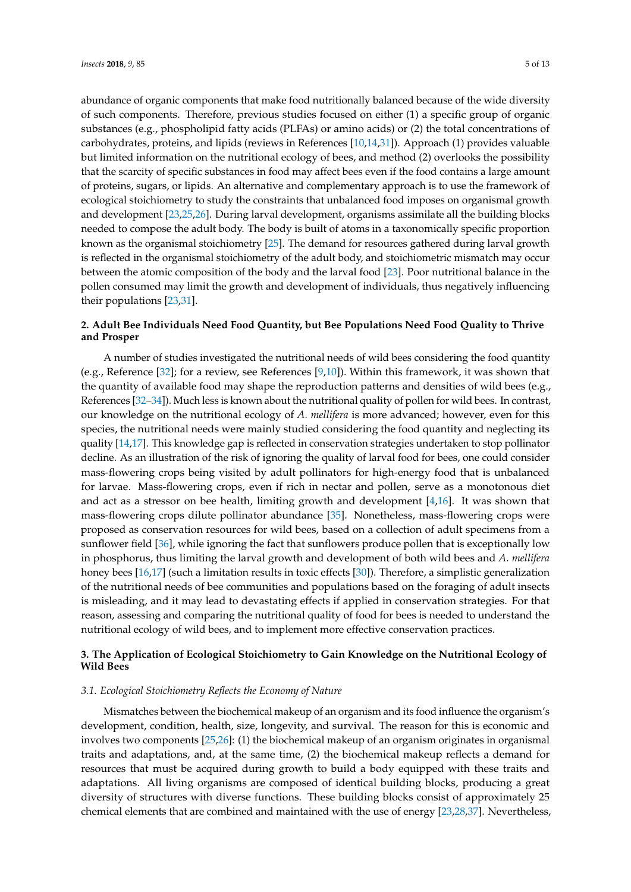abundance of organic components that make food nutritionally balanced because of the wide diversity of such components. Therefore, previous studies focused on either (1) a specific group of organic substances (e.g., phospholipid fatty acids (PLFAs) or amino acids) or (2) the total concentrations of carbohydrates, proteins, and lipids (reviews in References [10,14,31]). Approach (1) provides valuable but limited information on the nutritional ecology of bees, and method (2) overlooks the possibility that the scarcity of specific substances in food may affect bees even if the food contains a large amount of proteins, sugars, or lipids. An alternative and complementary approach is to use the framework of ecological stoichiometry to study the constraints that unbalanced food imposes on organismal growth and development [23,25,26]. During larval development, organisms assimilate all the building blocks needed to compose the adult body. The body is built of atoms in a taxonomically specific proportion known as the organismal stoichiometry [25]. The demand for resources gathered during larval growth is reflected in the organismal stoichiometry of the adult body, and stoichiometric mismatch may occur between the atomic composition of the body and the larval food [23]. Poor nutritional balance in the pollen consumed may limit the growth and development of individuals, thus negatively influencing their populations [23,31].

## 2. Adult Bee Individuals Need Food Quantity, but Bee Populations Need Food Quality to Thrive and Prosper

A number of studies investigated the nutritional needs of wild bees considering the food quantity (e.g., Reference [32]; for a review, see References [9,10]). Within this framework, it was shown that the quantity of available food may shape the reproduction patterns and densities of wild bees (e.g., References [32–34]). Much less is known about the nutritional quality of pollen for wild bees. In contrast, our knowledge on the nutritional ecology of *A. mellifera* is more advanced; however, even for this species, the nutritional needs were mainly studied considering the food quantity and neglecting its quality [14,17]. This knowledge gap is reflected in conservation strategies undertaken to stop pollinator decline. As an illustration of the risk of ignoring the quality of larval food for bees, one could consider mass-flowering crops being visited by adult pollinators for high-energy food that is unbalanced for larvae. Mass-flowering crops, even if rich in nectar and pollen, serve as a monotonous diet and act as a stressor on bee health, limiting growth and development [4,16]. It was shown that mass-flowering crops dilute pollinator abundance [35]. Nonetheless, mass-flowering crops were proposed as conservation resources for wild bees, based on a collection of adult specimens from a sunflower field [36], while ignoring the fact that sunflowers produce pollen that is exceptionally low in phosphorus, thus limiting the larval growth and development of both wild bees and *A. mellifera* honey bees [16,17] (such a limitation results in toxic effects [30]). Therefore, a simplistic generalization of the nutritional needs of bee communities and populations based on the foraging of adult insects is misleading, and it may lead to devastating effects if applied in conservation strategies. For that reason, assessing and comparing the nutritional quality of food for bees is needed to understand the nutritional ecology of wild bees, and to implement more effective conservation practices.

## 3. The Application of Ecological Stoichiometry to Gain Knowledge on the Nutritional Ecology of Wild Bees

### *3.1. Ecological Stoichiometry Reflects the Economy of Nature*

Mismatches between the biochemical makeup of an organism and its food influence the organism's development, condition, health, size, longevity, and survival. The reason for this is economic and involves two components [25,26]: (1) the biochemical makeup of an organism originates in organismal traits and adaptations, and, at the same time, (2) the biochemical makeup reflects a demand for resources that must be acquired during growth to build a body equipped with these traits and adaptations. All living organisms are composed of identical building blocks, producing a great diversity of structures with diverse functions. These building blocks consist of approximately 25 chemical elements that are combined and maintained with the use of energy [23,28,37]. Nevertheless,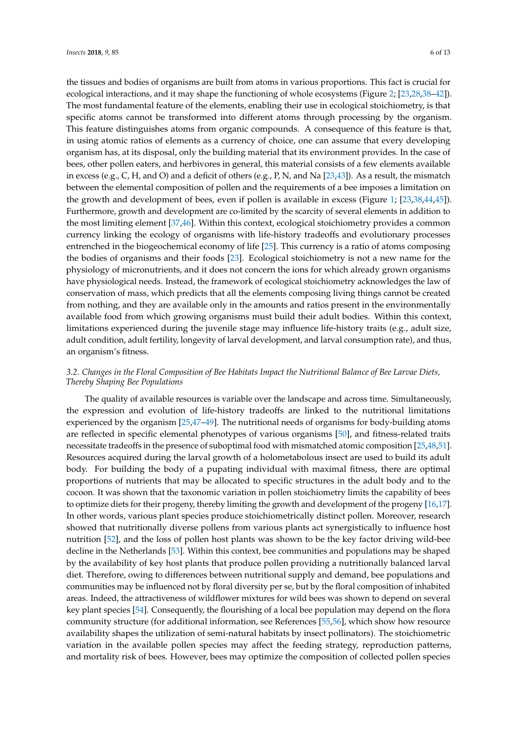the tissues and bodies of organisms are built from atoms in various proportions. This fact is crucial for ecological interactions, and it may shape the functioning of whole ecosystems (Figure 2; [23,28,38–42]). The most fundamental feature of the elements, enabling their use in ecological stoichiometry, is that specific atoms cannot be transformed into different atoms through processing by the organism. This feature distinguishes atoms from organic compounds. A consequence of this feature is that, in using atomic ratios of elements as a currency of choice, one can assume that every developing organism has, at its disposal, only the building material that its environment provides. In the case of bees, other pollen eaters, and herbivores in general, this material consists of a few elements available in excess (e.g., C, H, and O) and a deficit of others (e.g., P, N, and Na [23,43]). As a result, the mismatch between the elemental composition of pollen and the requirements of a bee imposes a limitation on the growth and development of bees, even if pollen is available in excess (Figure 1; [23,38,44,45]). Furthermore, growth and development are co-limited by the scarcity of several elements in addition to the most limiting element [37,46]. Within this context, ecological stoichiometry provides a common currency linking the ecology of organisms with life-history tradeoffs and evolutionary processes entrenched in the biogeochemical economy of life [25]. This currency is a ratio of atoms composing the bodies of organisms and their foods [23]. Ecological stoichiometry is not a new name for the physiology of micronutrients, and it does not concern the ions for which already grown organisms have physiological needs. Instead, the framework of ecological stoichiometry acknowledges the law of conservation of mass, which predicts that all the elements composing living things cannot be created from nothing, and they are available only in the amounts and ratios present in the environmentally available food from which growing organisms must build their adult bodies. Within this context, limitations experienced during the juvenile stage may influence life-history traits (e.g., adult size, adult condition, adult fertility, longevity of larval development, and larval consumption rate), and thus, an organism's fitness.

### *3.2. Changes in the Floral Composition of Bee Habitats Impact the Nutritional Balance of Bee Larvae Diets, Thereby Shaping Bee Populations*

The quality of available resources is variable over the landscape and across time. Simultaneously, the expression and evolution of life-history tradeoffs are linked to the nutritional limitations experienced by the organism [25,47–49]. The nutritional needs of organisms for body-building atoms are reflected in specific elemental phenotypes of various organisms [50], and fitness-related traits necessitate tradeoffs in the presence of suboptimal food with mismatched atomic composition [25,48,51]. Resources acquired during the larval growth of a holometabolous insect are used to build its adult body. For building the body of a pupating individual with maximal fitness, there are optimal proportions of nutrients that may be allocated to specific structures in the adult body and to the cocoon. It was shown that the taxonomic variation in pollen stoichiometry limits the capability of bees to optimize diets for their progeny, thereby limiting the growth and development of the progeny [16,17]. In other words, various plant species produce stoichiometrically distinct pollen. Moreover, research showed that nutritionally diverse pollens from various plants act synergistically to influence host nutrition [52], and the loss of pollen host plants was shown to be the key factor driving wild-bee decline in the Netherlands [53]. Within this context, bee communities and populations may be shaped by the availability of key host plants that produce pollen providing a nutritionally balanced larval diet. Therefore, owing to differences between nutritional supply and demand, bee populations and communities may be influenced not by floral diversity per se, but by the floral composition of inhabited areas. Indeed, the attractiveness of wildflower mixtures for wild bees was shown to depend on several key plant species [54]. Consequently, the flourishing of a local bee population may depend on the flora community structure (for additional information, see References [55,56], which show how resource availability shapes the utilization of semi-natural habitats by insect pollinators). The stoichiometric variation in the available pollen species may affect the feeding strategy, reproduction patterns, and mortality risk of bees. However, bees may optimize the composition of collected pollen species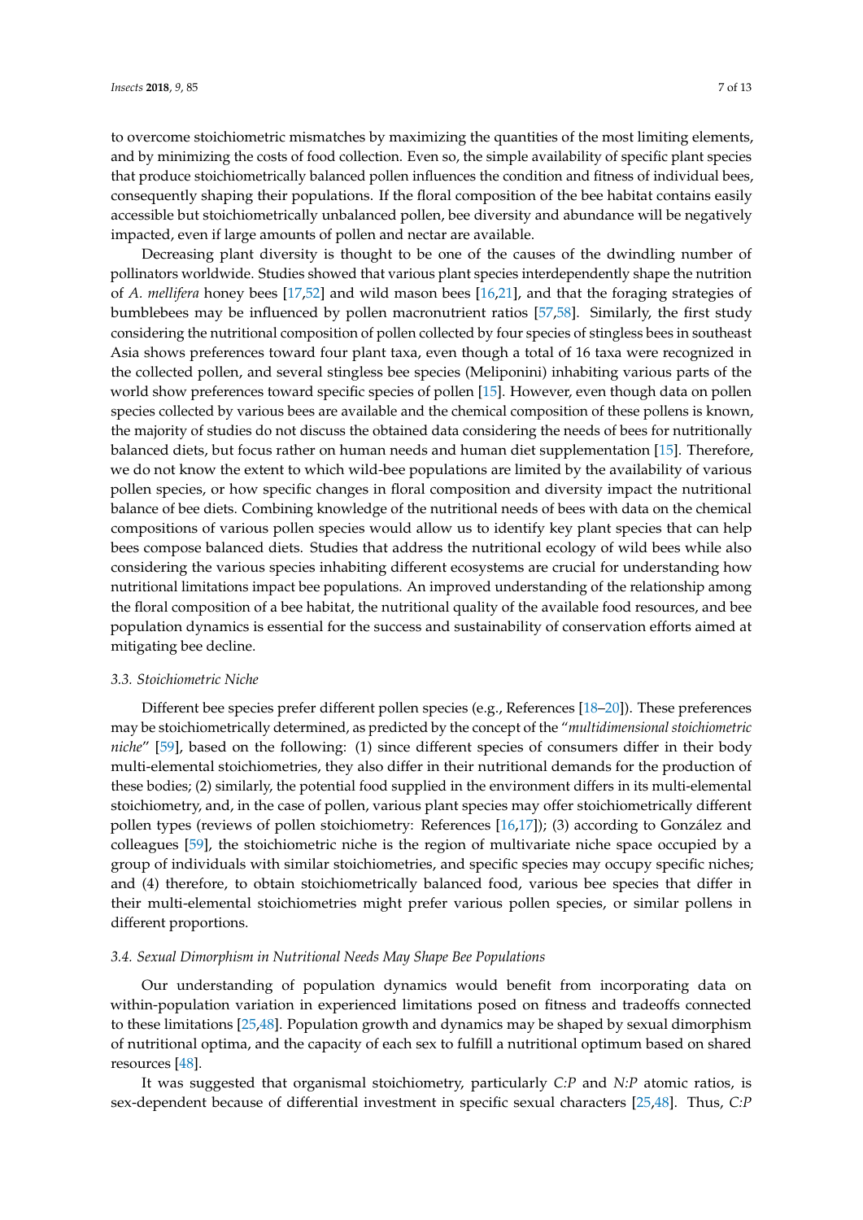to overcome stoichiometric mismatches by maximizing the quantities of the most limiting elements, and by minimizing the costs of food collection. Even so, the simple availability of specific plant species that produce stoichiometrically balanced pollen influences the condition and fitness of individual bees, consequently shaping their populations. If the floral composition of the bee habitat contains easily accessible but stoichiometrically unbalanced pollen, bee diversity and abundance will be negatively impacted, even if large amounts of pollen and nectar are available.

Decreasing plant diversity is thought to be one of the causes of the dwindling number of pollinators worldwide. Studies showed that various plant species interdependently shape the nutrition of *A. mellifera* honey bees [17,52] and wild mason bees [16,21], and that the foraging strategies of bumblebees may be influenced by pollen macronutrient ratios [57,58]. Similarly, the first study considering the nutritional composition of pollen collected by four species of stingless bees in southeast Asia shows preferences toward four plant taxa, even though a total of 16 taxa were recognized in the collected pollen, and several stingless bee species (Meliponini) inhabiting various parts of the world show preferences toward specific species of pollen [15]. However, even though data on pollen species collected by various bees are available and the chemical composition of these pollens is known, the majority of studies do not discuss the obtained data considering the needs of bees for nutritionally balanced diets, but focus rather on human needs and human diet supplementation [15]. Therefore, we do not know the extent to which wild-bee populations are limited by the availability of various pollen species, or how specific changes in floral composition and diversity impact the nutritional balance of bee diets. Combining knowledge of the nutritional needs of bees with data on the chemical compositions of various pollen species would allow us to identify key plant species that can help bees compose balanced diets. Studies that address the nutritional ecology of wild bees while also considering the various species inhabiting different ecosystems are crucial for understanding how nutritional limitations impact bee populations. An improved understanding of the relationship among the floral composition of a bee habitat, the nutritional quality of the available food resources, and bee population dynamics is essential for the success and sustainability of conservation efforts aimed at mitigating bee decline.

### *3.3. Stoichiometric Niche*

Different bee species prefer different pollen species (e.g., References [18–20]). These preferences may be stoichiometrically determined, as predicted by the concept of the "*multidimensional stoichiometric niche*" [59], based on the following: (1) since different species of consumers differ in their body multi-elemental stoichiometries, they also differ in their nutritional demands for the production of these bodies; (2) similarly, the potential food supplied in the environment differs in its multi-elemental stoichiometry, and, in the case of pollen, various plant species may offer stoichiometrically different pollen types (reviews of pollen stoichiometry: References [16,17]); (3) according to González and colleagues [59], the stoichiometric niche is the region of multivariate niche space occupied by a group of individuals with similar stoichiometries, and specific species may occupy specific niches; and (4) therefore, to obtain stoichiometrically balanced food, various bee species that differ in their multi-elemental stoichiometries might prefer various pollen species, or similar pollens in different proportions.

### *3.4. Sexual Dimorphism in Nutritional Needs May Shape Bee Populations*

Our understanding of population dynamics would benefit from incorporating data on within-population variation in experienced limitations posed on fitness and tradeoffs connected to these limitations [25,48]. Population growth and dynamics may be shaped by sexual dimorphism of nutritional optima, and the capacity of each sex to fulfill a nutritional optimum based on shared resources [48].

It was suggested that organismal stoichiometry, particularly *C:P* and *N:P* atomic ratios, is sex-dependent because of differential investment in specific sexual characters [25,48]. Thus, *C:P*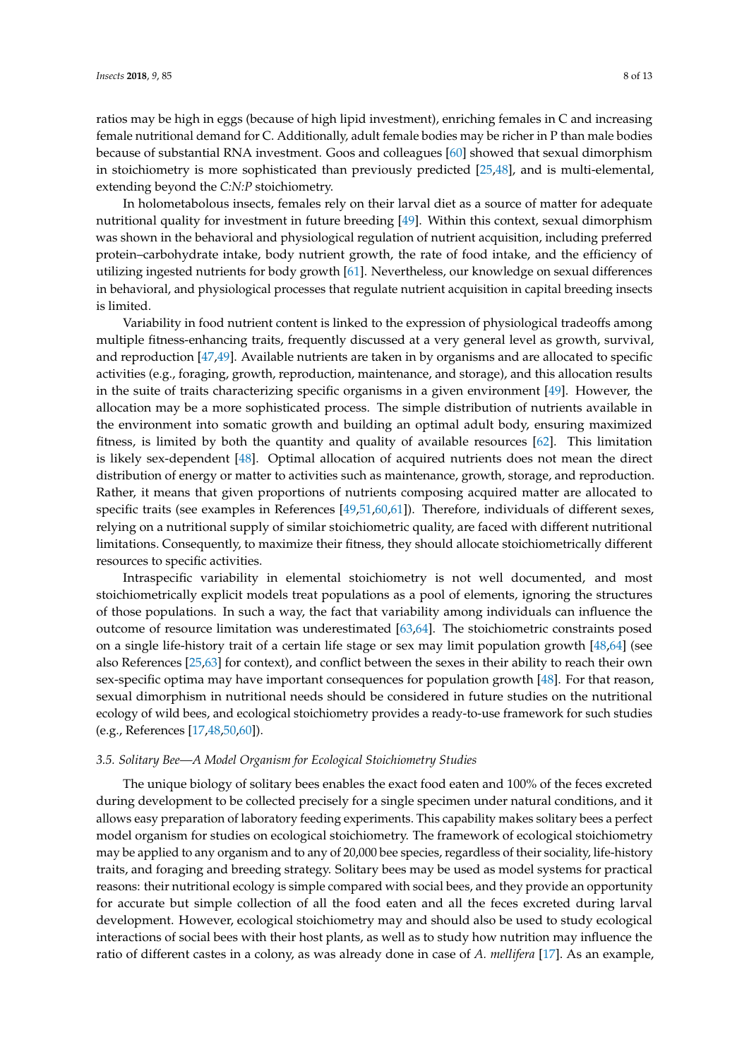ratios may be high in eggs (because of high lipid investment), enriching females in C and increasing female nutritional demand for C. Additionally, adult female bodies may be richer in P than male bodies because of substantial RNA investment. Goos and colleagues [60] showed that sexual dimorphism in stoichiometry is more sophisticated than previously predicted [25,48], and is multi-elemental, extending beyond the *C:N:P* stoichiometry.

In holometabolous insects, females rely on their larval diet as a source of matter for adequate nutritional quality for investment in future breeding [49]. Within this context, sexual dimorphism was shown in the behavioral and physiological regulation of nutrient acquisition, including preferred protein–carbohydrate intake, body nutrient growth, the rate of food intake, and the efficiency of utilizing ingested nutrients for body growth [61]. Nevertheless, our knowledge on sexual differences in behavioral, and physiological processes that regulate nutrient acquisition in capital breeding insects is limited.

Variability in food nutrient content is linked to the expression of physiological tradeoffs among multiple fitness-enhancing traits, frequently discussed at a very general level as growth, survival, and reproduction [47,49]. Available nutrients are taken in by organisms and are allocated to specific activities (e.g., foraging, growth, reproduction, maintenance, and storage), and this allocation results in the suite of traits characterizing specific organisms in a given environment [49]. However, the allocation may be a more sophisticated process. The simple distribution of nutrients available in the environment into somatic growth and building an optimal adult body, ensuring maximized fitness, is limited by both the quantity and quality of available resources [62]. This limitation is likely sex-dependent [48]. Optimal allocation of acquired nutrients does not mean the direct distribution of energy or matter to activities such as maintenance, growth, storage, and reproduction. Rather, it means that given proportions of nutrients composing acquired matter are allocated to specific traits (see examples in References [49,51,60,61]). Therefore, individuals of different sexes, relying on a nutritional supply of similar stoichiometric quality, are faced with different nutritional limitations. Consequently, to maximize their fitness, they should allocate stoichiometrically different resources to specific activities.

Intraspecific variability in elemental stoichiometry is not well documented, and most stoichiometrically explicit models treat populations as a pool of elements, ignoring the structures of those populations. In such a way, the fact that variability among individuals can influence the outcome of resource limitation was underestimated [63,64]. The stoichiometric constraints posed on a single life-history trait of a certain life stage or sex may limit population growth [48,64] (see also References [25,63] for context), and conflict between the sexes in their ability to reach their own sex-specific optima may have important consequences for population growth [48]. For that reason, sexual dimorphism in nutritional needs should be considered in future studies on the nutritional ecology of wild bees, and ecological stoichiometry provides a ready-to-use framework for such studies (e.g., References [17,48,50,60]).

### 3.5. Solitary Bee—A Model Organism for Ecological Stoichiometry Studies

The unique biology of solitary bees enables the exact food eaten and 100% of the feces excreted during development to be collected precisely for a single specimen under natural conditions, and it allows easy preparation of laboratory feeding experiments. This capability makes solitary bees a perfect model organism for studies on ecological stoichiometry. The framework of ecological stoichiometry may be applied to any organism and to any of 20,000 bee species, regardless of their sociality, life-history traits, and foraging and breeding strategy. Solitary bees may be used as model systems for practical reasons: their nutritional ecology is simple compared with social bees, and they provide an opportunity for accurate but simple collection of all the food eaten and all the feces excreted during larval development. However, ecological stoichiometry may and should also be used to study ecological interactions of social bees with their host plants, as well as to study how nutrition may influence the ratio of different castes in a colony, as was already done in case of *A. mellifera* [17]. As an example,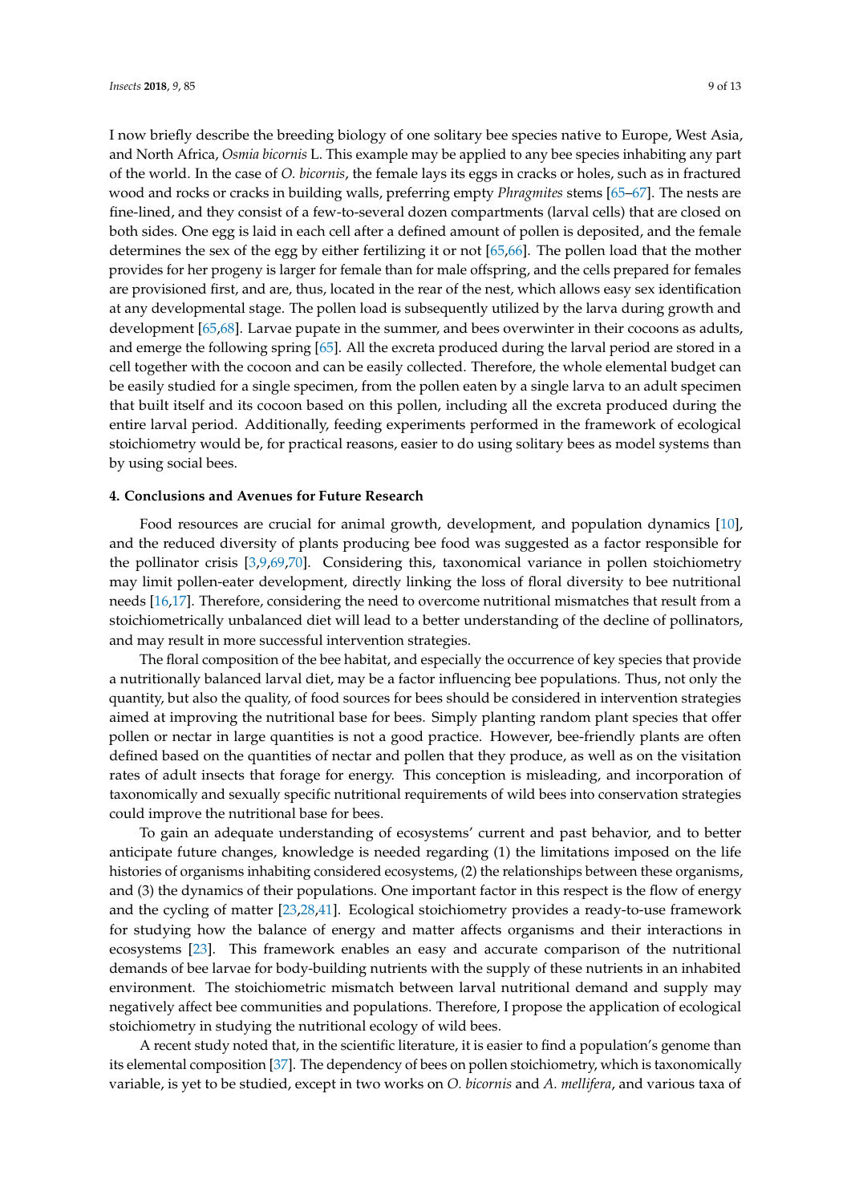I now briefly describe the breeding biology of one solitary bee species native to Europe, West Asia, and North Africa, *Osmia bicornis* L. This example may be applied to any bee species inhabiting any part of the world. In the case of *O. bicornis*, the female lays its eggs in cracks or holes, such as in fractured wood and rocks or cracks in building walls, preferring empty *Phragmites* stems [65–67]. The nests are fine-lined, and they consist of a few-to-several dozen compartments (larval cells) that are closed on both sides. One egg is laid in each cell after a defined amount of pollen is deposited, and the female determines the sex of the egg by either fertilizing it or not [65,66]. The pollen load that the mother provides for her progeny is larger for female than for male offspring, and the cells prepared for females are provisioned first, and are, thus, located in the rear of the nest, which allows easy sex identification at any developmental stage. The pollen load is subsequently utilized by the larva during growth and development [65,68]. Larvae pupate in the summer, and bees overwinter in their cocoons as adults, and emerge the following spring [65]. All the excreta produced during the larval period are stored in a cell together with the cocoon and can be easily collected. Therefore, the whole elemental budget can be easily studied for a single specimen, from the pollen eaten by a single larva to an adult specimen that built itself and its cocoon based on this pollen, including all the excreta produced during the entire larval period. Additionally, feeding experiments performed in the framework of ecological stoichiometry would be, for practical reasons, easier to do using solitary bees as model systems than by using social bees.

## 4. Conclusions and Avenues for Future Research

Food resources are crucial for animal growth, development, and population dynamics [10], and the reduced diversity of plants producing bee food was suggested as a factor responsible for the pollinator crisis [3,9,69,70]. Considering this, taxonomical variance in pollen stoichiometry may limit pollen-eater development, directly linking the loss of floral diversity to bee nutritional needs [16,17]. Therefore, considering the need to overcome nutritional mismatches that result from a stoichiometrically unbalanced diet will lead to a better understanding of the decline of pollinators, and may result in more successful intervention strategies.

The floral composition of the bee habitat, and especially the occurrence of key species that provide a nutritionally balanced larval diet, may be a factor influencing bee populations. Thus, not only the quantity, but also the quality, of food sources for bees should be considered in intervention strategies aimed at improving the nutritional base for bees. Simply planting random plant species that offer pollen or nectar in large quantities is not a good practice. However, bee-friendly plants are often defined based on the quantities of nectar and pollen that they produce, as well as on the visitation rates of adult insects that forage for energy. This conception is misleading, and incorporation of taxonomically and sexually specific nutritional requirements of wild bees into conservation strategies could improve the nutritional base for bees.

To gain an adequate understanding of ecosystems' current and past behavior, and to better anticipate future changes, knowledge is needed regarding (1) the limitations imposed on the life histories of organisms inhabiting considered ecosystems, (2) the relationships between these organisms, and (3) the dynamics of their populations. One important factor in this respect is the flow of energy and the cycling of matter [23,28,41]. Ecological stoichiometry provides a ready-to-use framework for studying how the balance of energy and matter affects organisms and their interactions in ecosystems [23]. This framework enables an easy and accurate comparison of the nutritional demands of bee larvae for body-building nutrients with the supply of these nutrients in an inhabited environment. The stoichiometric mismatch between larval nutritional demand and supply may negatively affect bee communities and populations. Therefore, I propose the application of ecological stoichiometry in studying the nutritional ecology of wild bees.

A recent study noted that, in the scientific literature, it is easier to find a population's genome than its elemental composition [37]. The dependency of bees on pollen stoichiometry, which is taxonomically variable, is yet to be studied, except in two works on *O. bicornis* and *A. mellifera*, and various taxa of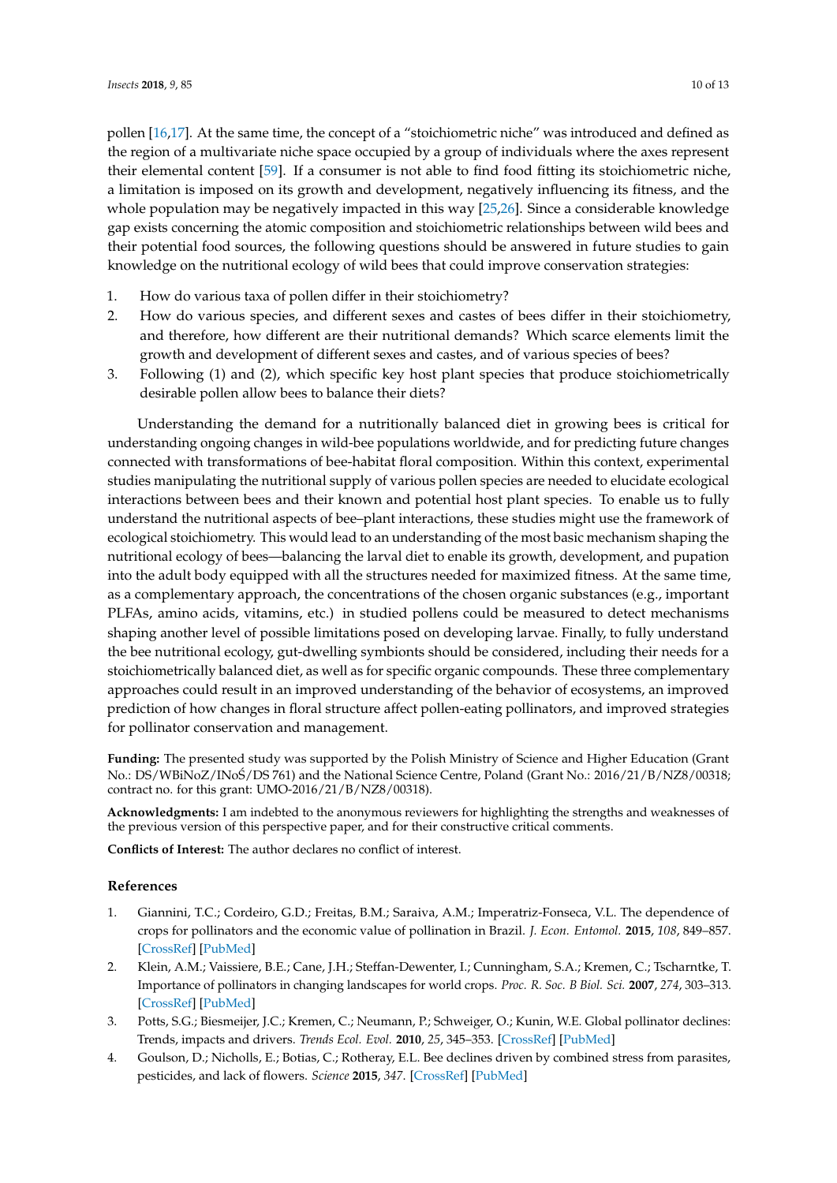pollen [16,17]. At the same time, the concept of a "stoichiometric niche" was introduced and defined as the region of a multivariate niche space occupied by a group of individuals where the axes represent their elemental content [59]. If a consumer is not able to find food fitting its stoichiometric niche, a limitation is imposed on its growth and development, negatively influencing its fitness, and the whole population may be negatively impacted in this way [25,26]. Since a considerable knowledge gap exists concerning the atomic composition and stoichiometric relationships between wild bees and their potential food sources, the following questions should be answered in future studies to gain knowledge on the nutritional ecology of wild bees that could improve conservation strategies:

1. How do various taxa of pollen differ in their stoichiometry?
2. How do various species, and different sexes and castes of bees differ in their stoichiometry, and therefore, how different are their nutritional demands? Which scarce elements limit the growth and development of different sexes and castes, and of various species of bees?
3. Following (1) and (2), which specific key host plant species that produce stoichiometrically desirable pollen allow bees to balance their diets?

Understanding the demand for a nutritionally balanced diet in growing bees is critical for understanding ongoing changes in wild-bee populations worldwide, and for predicting future changes connected with transformations of bee-habitat floral composition. Within this context, experimental studies manipulating the nutritional supply of various pollen species are needed to elucidate ecological interactions between bees and their known and potential host plant species. To enable us to fully understand the nutritional aspects of bee–plant interactions, these studies might use the framework of ecological stoichiometry. This would lead to an understanding of the most basic mechanism shaping the nutritional ecology of bees—balancing the larval diet to enable its growth, development, and pupation into the adult body equipped with all the structures needed for maximized fitness. At the same time, as a complementary approach, the concentrations of the chosen organic substances (e.g., important PLFAs, amino acids, vitamins, etc.) in studied pollens could be measured to detect mechanisms shaping another level of possible limitations posed on developing larvae. Finally, to fully understand the bee nutritional ecology, gut-dwelling symbionts should be considered, including their needs for a stoichiometrically balanced diet, as well as for specific organic compounds. These three complementary approaches could result in an improved understanding of the behavior of ecosystems, an improved prediction of how changes in floral structure affect pollen-eating pollinators, and improved strategies for pollinator conservation and management.

**Funding:** The presented study was supported by the Polish Ministry of Science and Higher Education (Grant No.: DS/WBiNoZ/INoŚ/DS 761) and the National Science Centre, Poland (Grant No.: 2016/21/B/NZ8/00318; contract no. for this grant: UMO-2016/21/B/NZ8/00318).

**Acknowledgments:** I am indebted to the anonymous reviewers for highlighting the strengths and weaknesses of the previous version of this perspective paper, and for their constructive critical comments.

**Conflicts of Interest:** The author declares no conflict of interest.

## References

1. Giannini, T.C.; Cordeiro, G.D.; Freitas, B.M.; Saraiva, A.M.; Imperatriz-Fonseca, V.L. The dependence of crops for pollinators and the economic value of pollination in Brazil. *J. Econ. Entomol.* **2015**, *108*, 849–857. [CrossRef] [PubMed]
2. Klein, A.M.; Vaissiere, B.E.; Cane, J.H.; Steffan-Dewenter, I.; Cunningham, S.A.; Kremen, C.; Tscharntke, T. Importance of pollinators in changing landscapes for world crops. *Proc. R. Soc. B Biol. Sci.* **2007**, *274*, 303–313. [CrossRef] [PubMed]
3. Potts, S.G.; Biesmeijer, J.C.; Kremen, C.; Neumann, P.; Schweiger, O.; Kunin, W.E. Global pollinator declines: Trends, impacts and drivers. *Trends Ecol. Evol.* **2010**, *25*, 345–353. [CrossRef] [PubMed]
4. Goulson, D.; Nicholls, E.; Botias, C.; Rotheray, E.L. Bee declines driven by combined stress from parasites, pesticides, and lack of flowers. *Science* **2015**, *347*. [CrossRef] [PubMed]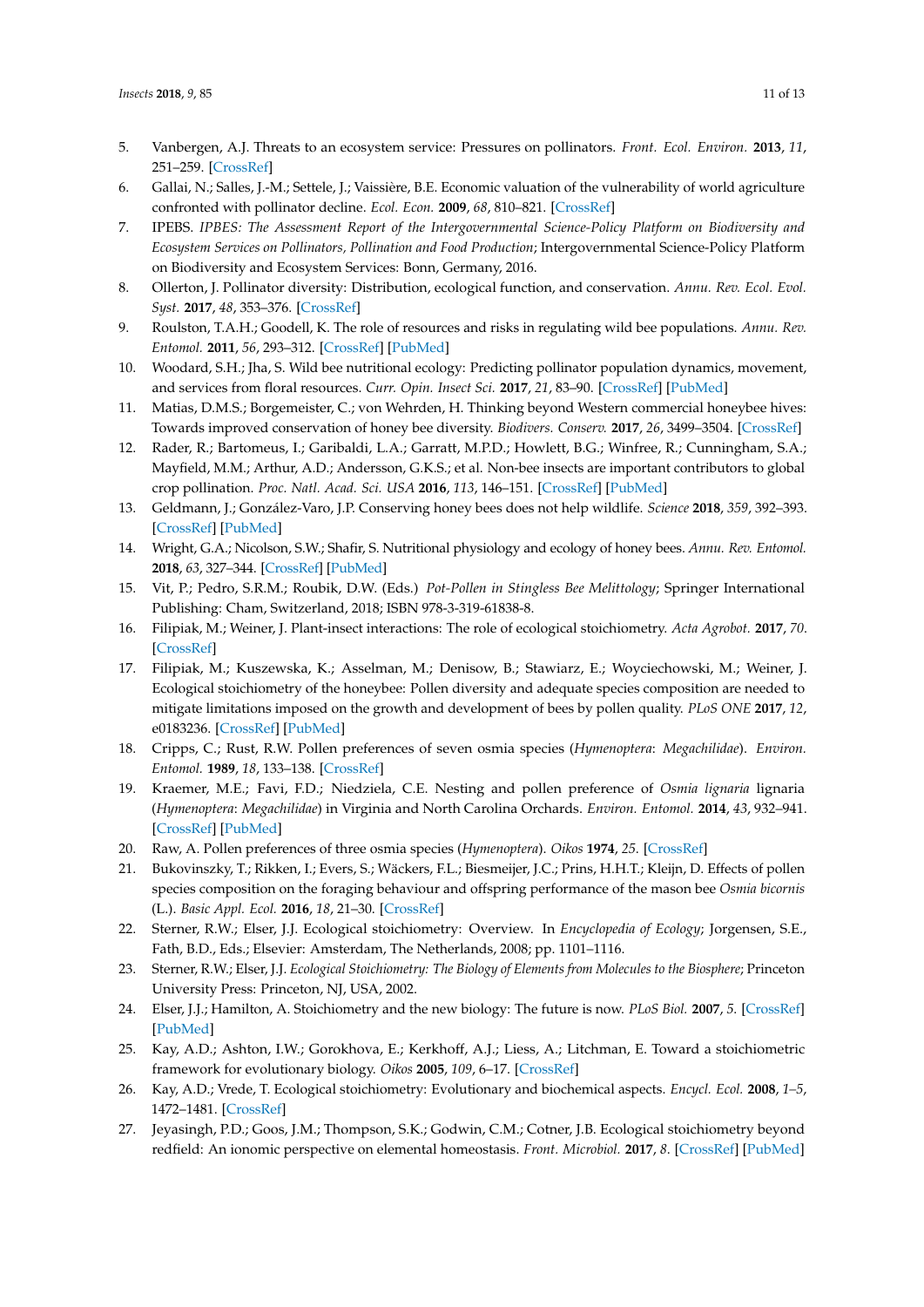5. Vanbergen, A.J. Threats to an ecosystem service: Pressures on pollinators. *Front. Ecol. Environ.* **2013**, *11*, 251–259. [CrossRef]
6. Gallai, N.; Salles, J.-M.; Settele, J.; Vaissière, B.E. Economic valuation of the vulnerability of world agriculture confronted with pollinator decline. *Ecol. Econ.* **2009**, *68*, 810–821. [CrossRef]
7. IPEBS. *IPBES: The Assessment Report of the Intergovernmental Science-Policy Platform on Biodiversity and Ecosystem Services on Pollinators, Pollination and Food Production*; Intergovernmental Science-Policy Platform on Biodiversity and Ecosystem Services: Bonn, Germany, 2016.
8. Ollerton, J. Pollinator diversity: Distribution, ecological function, and conservation. *Annu. Rev. Ecol. Evol. Syst.* **2017**, *48*, 353–376. [CrossRef]
9. Roulston, T.A.H.; Goodell, K. The role of resources and risks in regulating wild bee populations. *Annu. Rev. Entomol.* **2011**, *56*, 293–312. [CrossRef] [PubMed]
10. Woodard, S.H.; Jha, S. Wild bee nutritional ecology: Predicting pollinator population dynamics, movement, and services from floral resources. *Curr. Opin. Insect Sci.* **2017**, *21*, 83–90. [CrossRef] [PubMed]
11. Matias, D.M.S.; Borgemeister, C.; von Wehrden, H. Thinking beyond Western commercial honeybee hives: Towards improved conservation of honey bee diversity. *Biodivers. Conserv.* **2017**, *26*, 3499–3504. [CrossRef]
12. Rader, R.; Bartomeus, I.; Garibaldi, L.A.; Garratt, M.P.D.; Howlett, B.G.; Winfree, R.; Cunningham, S.A.; Mayfield, M.M.; Arthur, A.D.; Andersson, G.K.S.; et al. Non-bee insects are important contributors to global crop pollination. *Proc. Natl. Acad. Sci. USA* **2016**, *113*, 146–151. [CrossRef] [PubMed]
13. Geldmann, J.; González-Varo, J.P. Conserving honey bees does not help wildlife. *Science* **2018**, *359*, 392–393. [CrossRef] [PubMed]
14. Wright, G.A.; Nicolson, S.W.; Shafir, S. Nutritional physiology and ecology of honey bees. *Annu. Rev. Entomol.* **2018**, *63*, 327–344. [CrossRef] [PubMed]
15. Vit, P.; Pedro, S.R.M.; Roubik, D.W. (Eds.) *Pot-Pollen in Stingless Bee Melittology*; Springer International Publishing: Cham, Switzerland, 2018; ISBN 978-3-319-61838-8.
16. Filipiak, M.; Weiner, J. Plant-insect interactions: The role of ecological stoichiometry. *Acta Agrobot.* **2017**, *70*. [CrossRef]
17. Filipiak, M.; Kuszewska, K.; Asselman, M.; Denisow, B.; Stawiarz, E.; Woyciechowski, M.; Weiner, J. Ecological stoichiometry of the honeybee: Pollen diversity and adequate species composition are needed to mitigate limitations imposed on the growth and development of bees by pollen quality. *PLoS ONE* **2017**, *12*, e0183236. [CrossRef] [PubMed]
18. Cripps, C.; Rust, R.W. Pollen preferences of seven osmia species (*Hymenoptera*: *Megachilidae*). *Environ. Entomol.* **1989**, *18*, 133–138. [CrossRef]
19. Kraemer, M.E.; Favi, F.D.; Niedziela, C.E. Nesting and pollen preference of *Osmia lignaria* lignaria (*Hymenoptera*: *Megachilidae*) in Virginia and North Carolina Orchards. *Environ. Entomol.* **2014**, *43*, 932–941. [CrossRef] [PubMed]
20. Raw, A. Pollen preferences of three osmia species (*Hymenoptera*). *Oikos* **1974**, *25*. [CrossRef]
21. Bukovinszky, T.; Rikken, I.; Evers, S.; Wäckers, F.L.; Biesmeijer, J.C.; Prins, H.H.T.; Kleijn, D. Effects of pollen species composition on the foraging behaviour and offspring performance of the mason bee *Osmia bicornis* (L.). *Basic Appl. Ecol.* **2016**, *18*, 21–30. [CrossRef]
22. Sterner, R.W.; Elser, J.J. Ecological stoichiometry: Overview. In *Encyclopedia of Ecology*; Jorgensen, S.E., Fath, B.D., Eds.; Elsevier: Amsterdam, The Netherlands, 2008; pp. 1101–1116.
23. Sterner, R.W.; Elser, J.J. *Ecological Stoichiometry: The Biology of Elements from Molecules to the Biosphere*; Princeton University Press: Princeton, NJ, USA, 2002.
24. Elser, J.J.; Hamilton, A. Stoichiometry and the new biology: The future is now. *PLoS Biol.* **2007**, *5*. [CrossRef] [PubMed]
25. Kay, A.D.; Ashton, I.W.; Gorokhova, E.; Kerkhoff, A.J.; Liess, A.; Litchman, E. Toward a stoichiometric framework for evolutionary biology. *Oikos* **2005**, *109*, 6–17. [CrossRef]
26. Kay, A.D.; Vrede, T. Ecological stoichiometry: Evolutionary and biochemical aspects. *Encycl. Ecol.* **2008**, *1–5*, 1472–1481. [CrossRef]
27. Jeyasingh, P.D.; Goos, J.M.; Thompson, S.K.; Godwin, C.M.; Cotner, J.B. Ecological stoichiometry beyond redfield: An ionomic perspective on elemental homeostasis. *Front. Microbiol.* **2017**, *8*. [CrossRef] [PubMed]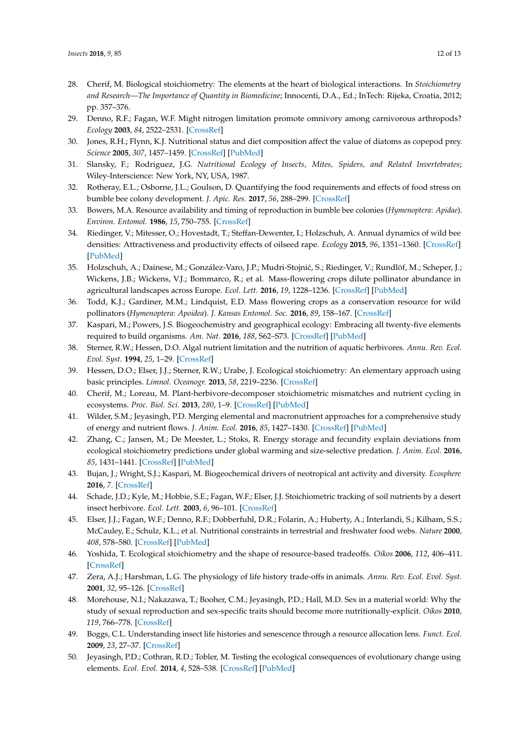28. Cherif, M. Biological stoichiometry: The elements at the heart of biological interactions. In *Stoichiometry and Research—The Importance of Quantity in Biomedicine*; Innocenti, D.A., Ed.; InTech: Rijeka, Croatia, 2012; pp. 357–376.
29. Denno, R.F.; Fagan, W.F. Might nitrogen limitation promote omnivory among carnivorous arthropods? *Ecology* **2003**, *84*, 2522–2531. [CrossRef]
30. Jones, R.H.; Flynn, K.J. Nutritional status and diet composition affect the value of diatoms as copepod prey. *Science* **2005**, *307*, 1457–1459. [CrossRef] [PubMed]
31. Slansky, F.; Rodriguez, J.G. *Nutritional Ecology of Insects, Mites, Spiders, and Related Invertebrates*; Wiley-Interscience: New York, NY, USA, 1987.
32. Rotheray, E.L.; Osborne, J.L.; Goulson, D. Quantifying the food requirements and effects of food stress on bumble bee colony development. *J. Apic. Res.* **2017**, *56*, 288–299. [CrossRef]
33. Bowers, M.A. Resource availability and timing of reproduction in bumble bee colonies (*Hymenoptera*: *Apidae*). *Environ. Entomol.* **1986**, *15*, 750–755. [CrossRef]
34. Riedinger, V.; Mitesser, O.; Hovestadt, T.; Steffan-Dewenter, I.; Holzschuh, A. Annual dynamics of wild bee densities: Attractiveness and productivity effects of oilseed rape. *Ecology* **2015**, *96*, 1351–1360. [CrossRef] [PubMed]
35. Holzschuh, A.; Dainese, M.; González-Varo, J.P.; Mudri-Stojnić, S.; Riedinger, V.; Rundlöf, M.; Scheper, J.; Wickens, J.B.; Wickens, V.J.; Bommarco, R.; et al. Mass-flowering crops dilute pollinator abundance in agricultural landscapes across Europe. *Ecol. Lett.* **2016**, *19*, 1228–1236. [CrossRef] [PubMed]
36. Todd, K.J.; Gardiner, M.M.; Lindquist, E.D. Mass flowering crops as a conservation resource for wild pollinators (*Hymenoptera*: *Apoidea*). *J. Kansas Entomol. Soc.* **2016**, *89*, 158–167. [CrossRef]
37. Kaspari, M.; Powers, J.S. Biogeochemistry and geographical ecology: Embracing all twenty-five elements required to build organisms. *Am. Nat.* **2016**, *188*, S62–S73. [CrossRef] [PubMed]
38. Sterner, R.W.; Hessen, D.O. Algal nutrient limitation and the nutrition of aquatic herbivores. *Annu. Rev. Ecol. Evol. Syst.* **1994**, *25*, 1–29. [CrossRef]
39. Hessen, D.O.; Elser, J.J.; Sterner, R.W.; Urabe, J. Ecological stoichiometry: An elementary approach using basic principles. *Limnol. Oceanogr.* **2013**, *58*, 2219–2236. [CrossRef]
40. Cherif, M.; Loreau, M. Plant-herbivore-decomposer stoichiometric mismatches and nutrient cycling in ecosystems. *Proc. Biol. Sci.* **2013**, *280*, 1–9. [CrossRef] [PubMed]
41. Wilder, S.M.; Jeyasingh, P.D. Merging elemental and macronutrient approaches for a comprehensive study of energy and nutrient flows. *J. Anim. Ecol.* **2016**, *85*, 1427–1430. [CrossRef] [PubMed]
42. Zhang, C.; Jansen, M.; De Meester, L.; Stoks, R. Energy storage and fecundity explain deviations from ecological stoichiometry predictions under global warming and size-selective predation. *J. Anim. Ecol.* **2016**, *85*, 1431–1441. [CrossRef] [PubMed]
43. Bujan, J.; Wright, S.J.; Kaspari, M. Biogeochemical drivers of neotropical ant activity and diversity. *Ecosphere* **2016**, *7*. [CrossRef]
44. Schade, J.D.; Kyle, M.; Hobbie, S.E.; Fagan, W.F.; Elser, J.J. Stoichiometric tracking of soil nutrients by a desert insect herbivore. *Ecol. Lett.* **2003**, *6*, 96–101. [CrossRef]
45. Elser, J.J.; Fagan, W.F.; Denno, R.F.; Dobberfuhl, D.R.; Folarin, A.; Huberty, A.; Interlandi, S.; Kilham, S.S.; McCauley, E.; Schulz, K.L.; et al. Nutritional constraints in terrestrial and freshwater food webs. *Nature* **2000**, *408*, 578–580. [CrossRef] [PubMed]
46. Yoshida, T. Ecological stoichiometry and the shape of resource-based tradeoffs. *Oikos* **2006**, *112*, 406–411. [CrossRef]
47. Zera, A.J.; Harshman, L.G. The physiology of life history trade-offs in animals. *Annu. Rev. Ecol. Evol. Syst.* **2001**, *32*, 95–126. [CrossRef]
48. Morehouse, N.I.; Nakazawa, T.; Booher, C.M.; Jeyasingh, P.D.; Hall, M.D. Sex in a material world: Why the study of sexual reproduction and sex-specific traits should become more nutritionally-explicit. *Oikos* **2010**, *119*, 766–778. [CrossRef]
49. Boggs, C.L. Understanding insect life histories and senescence through a resource allocation lens. *Funct. Ecol.* **2009**, *23*, 27–37. [CrossRef]
50. Jeyasingh, P.D.; Cothran, R.D.; Tobler, M. Testing the ecological consequences of evolutionary change using elements. *Ecol. Evol.* **2014**, *4*, 528–538. [CrossRef] [PubMed]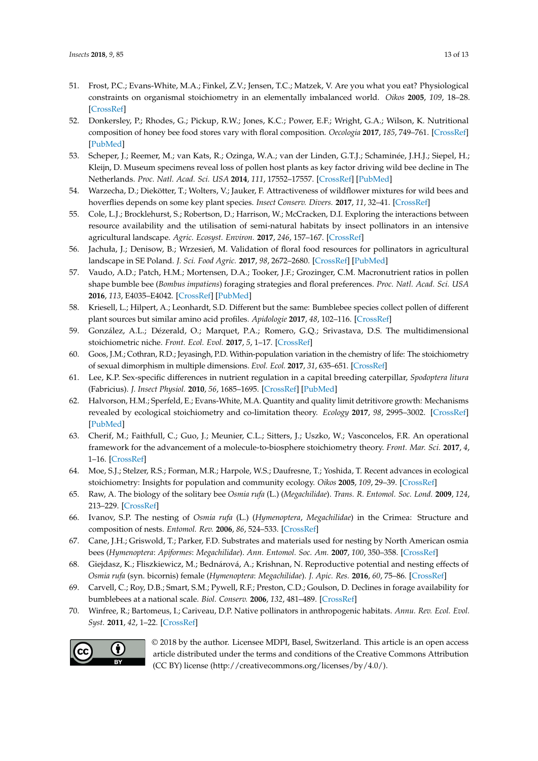51. Frost, P.C.; Evans-White, M.A.; Finkel, Z.V.; Jensen, T.C.; Matzek, V. Are you what you eat? Physiological constraints on organismal stoichiometry in an elementally imbalanced world. *Oikos* **2005**, *109*, 18–28. [CrossRef]
52. Donkersley, P.; Rhodes, G.; Pickup, R.W.; Jones, K.C.; Power, E.F.; Wright, G.A.; Wilson, K. Nutritional composition of honey bee food stores vary with floral composition. *Oecologia* **2017**, *185*, 749–761. [CrossRef] [PubMed]
53. Scheper, J.; Reemer, M.; van Kats, R.; Ozinga, W.A.; van der Linden, G.T.J.; Schaminée, J.H.J.; Siepel, H.; Kleijn, D. Museum specimens reveal loss of pollen host plants as key factor driving wild bee decline in The Netherlands. *Proc. Natl. Acad. Sci. USA* **2014**, *111*, 17552–17557. [CrossRef] [PubMed]
54. Warzecha, D.; Diekötter, T.; Wolters, V.; Jauker, F. Attractiveness of wildflower mixtures for wild bees and hoverflies depends on some key plant species. *Insect Conserv. Divers.* **2017**, *11*, 32–41. [CrossRef]
55. Cole, L.J.; Brocklehurst, S.; Robertson, D.; Harrison, W.; McCracken, D.I. Exploring the interactions between resource availability and the utilisation of semi-natural habitats by insect pollinators in an intensive agricultural landscape. *Agric. Ecosyst. Environ.* **2017**, *246*, 157–167. [CrossRef]
56. Jachuła, J.; Denisow, B.; Wrzesień, M. Validation of floral food resources for pollinators in agricultural landscape in SE Poland. *J. Sci. Food Agric.* **2017**, *98*, 2672–2680. [CrossRef] [PubMed]
57. Vaudo, A.D.; Patch, H.M.; Mortensen, D.A.; Tooker, J.F.; Grozinger, C.M. Macronutrient ratios in pollen shape bumble bee (*Bombus impatiens*) foraging strategies and floral preferences. *Proc. Natl. Acad. Sci. USA* **2016**, *113*, E4035–E4042. [CrossRef] [PubMed]
58. Kriesell, L.; Hilpert, A.; Leonhardt, S.D. Different but the same: Bumblebee species collect pollen of different plant sources but similar amino acid profiles. *Apidologie* **2017**, *48*, 102–116. [CrossRef]
59. González, A.L.; Dézerald, O.; Marquet, P.A.; Romero, G.Q.; Srivastava, D.S. The multidimensional stoichiometric niche. *Front. Ecol. Evol.* **2017**, *5*, 1–17. [CrossRef]
60. Goos, J.M.; Cothran, R.D.; Jeyasingh, P.D. Within-population variation in the chemistry of life: The stoichiometry of sexual dimorphism in multiple dimensions. *Evol. Ecol.* **2017**, *31*, 635–651. [CrossRef]
61. Lee, K.P. Sex-specific differences in nutrient regulation in a capital breeding caterpillar, *Spodoptera litura* (Fabricius). *J. Insect Physiol.* **2010**, *56*, 1685–1695. [CrossRef] [PubMed]
62. Halvorson, H.M.; Sperfeld, E.; Evans-White, M.A. Quantity and quality limit detritivore growth: Mechanisms revealed by ecological stoichiometry and co-limitation theory. *Ecology* **2017**, *98*, 2995–3002. [CrossRef] [PubMed]
63. Cherif, M.; Faithfull, C.; Guo, J.; Meunier, C.L.; Sitters, J.; Uszko, W.; Vasconcelos, F.R. An operational framework for the advancement of a molecule-to-biosphere stoichiometry theory. *Front. Mar. Sci.* **2017**, *4*, 1–16. [CrossRef]
64. Moe, S.J.; Stelzer, R.S.; Forman, M.R.; Harpole, W.S.; Daufresne, T.; Yoshida, T. Recent advances in ecological stoichiometry: Insights for population and community ecology. *Oikos* **2005**, *109*, 29–39. [CrossRef]
65. Raw, A. The biology of the solitary bee *Osmia rufa* (L.) (*Megachilidae*). *Trans. R. Entomol. Soc. Lond.* **2009**, *124*, 213–229. [CrossRef]
66. Ivanov, S.P. The nesting of *Osmia rufa* (L.) (*Hymenoptera*, *Megachilidae*) in the Crimea: Structure and composition of nests. *Entomol. Rev.* **2006**, *86*, 524–533. [CrossRef]
67. Cane, J.H.; Griswold, T.; Parker, F.D. Substrates and materials used for nesting by North American osmia bees (*Hymenoptera*: *Apiformes*: *Megachilidae*). *Ann. Entomol. Soc. Am.* **2007**, *100*, 350–358. [CrossRef]
68. Giejdasz, K.; Fliszkiewicz, M.; Bednárová, A.; Krishnan, N. Reproductive potential and nesting effects of *Osmia rufa* (syn. bicornis) female (*Hymenoptera*: *Megachilidae*). *J. Apic. Res.* **2016**, *60*, 75–86. [CrossRef]
69. Carvell, C.; Roy, D.B.; Smart, S.M.; Pywell, R.F.; Preston, C.D.; Goulson, D. Declines in forage availability for bumblebees at a national scale. *Biol. Conserv.* **2006**, *132*, 481–489. [CrossRef]
70. Winfree, R.; Bartomeus, I.; Cariveau, D.P. Native pollinators in anthropogenic habitats. *Annu. Rev. Ecol. Evol. Syst.* **2011**, *42*, 1–22. [CrossRef]

© 2018 by the author. Licensee MDPI, Basel, Switzerland. This article is an open access article distributed under the terms and conditions of the Creative Commons Attribution (CC BY) license (http://creativecommons.org/licenses/by/4.0/).